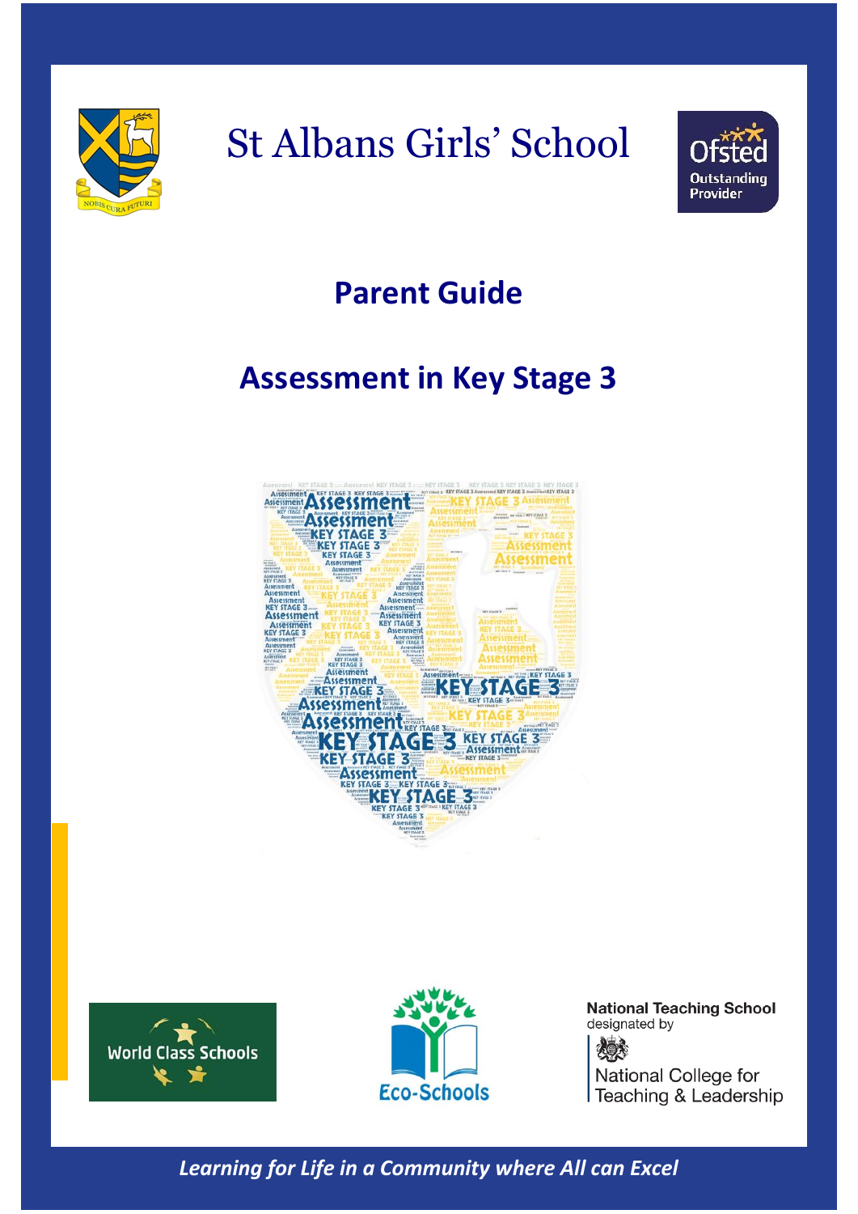# St Albans Girls' School

## Parent Guide

## Assessment in Key Stage 3

National Teaching School designated by National College for Teaching & Leadership

*Learning for Life in a Community where All can Excel*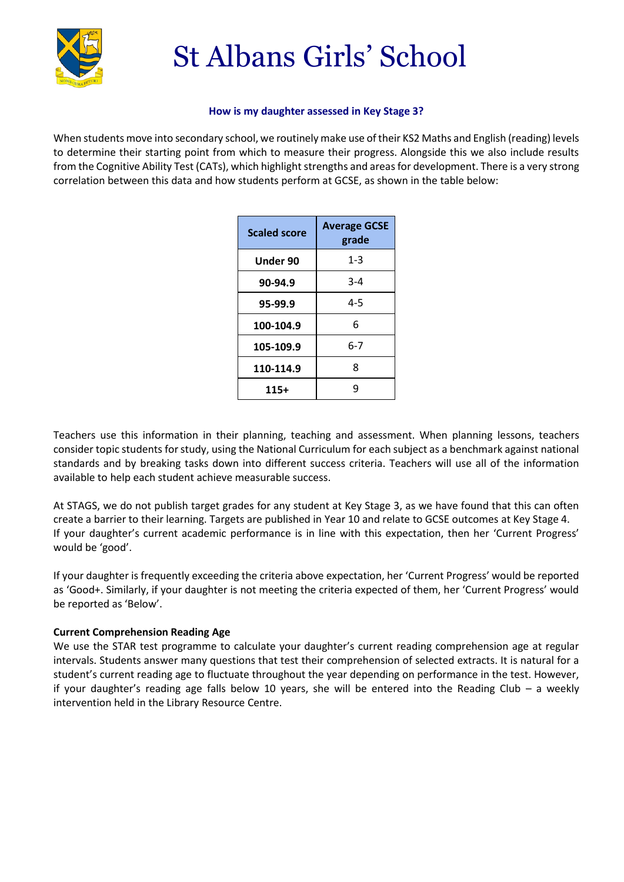# St Albans Girls' School

### How is my daughter assessed in Key Stage 3?

When students move into secondary school, we routinely make use of their KS2 Maths and English (reading) levels to determine their starting point from which to measure their progress. Alongside this we also include results from the Cognitive Ability Test (CATs), which highlight strengths and areas for development. There is a very strong correlation between this data and how students perform at GCSE, as shown in the table below:

| Scaled score | Average GCSE grade |
|---|---|
| **Under 90** | 1-3 |
| **90-94.9** | 3-4 |
| **95-99.9** | 4-5 |
| **100-104.9** | 6 |
| **105-109.9** | 6-7 |
| **110-114.9** | 8 |
| **115+** | 9 |

Teachers use this information in their planning, teaching and assessment. When planning lessons, teachers consider topic students for study, using the National Curriculum for each subject as a benchmark against national standards and by breaking tasks down into different success criteria. Teachers will use all of the information available to help each student achieve measurable success.

At STAGS, we do not publish target grades for any student at Key Stage 3, as we have found that this can often create a barrier to their learning. Targets are published in Year 10 and relate to GCSE outcomes at Key Stage 4. If your daughter's current academic performance is in line with this expectation, then her 'Current Progress' would be 'good'.

If your daughter is frequently exceeding the criteria above expectation, her 'Current Progress' would be reported as 'Good+. Similarly, if your daughter is not meeting the criteria expected of them, her 'Current Progress' would be reported as 'Below'.

**Current Comprehension Reading Age**

We use the STAR test programme to calculate your daughter's current reading comprehension age at regular intervals. Students answer many questions that test their comprehension of selected extracts. It is natural for a student's current reading age to fluctuate throughout the year depending on performance in the test. However, if your daughter's reading age falls below 10 years, she will be entered into the Reading Club – a weekly intervention held in the Library Resource Centre.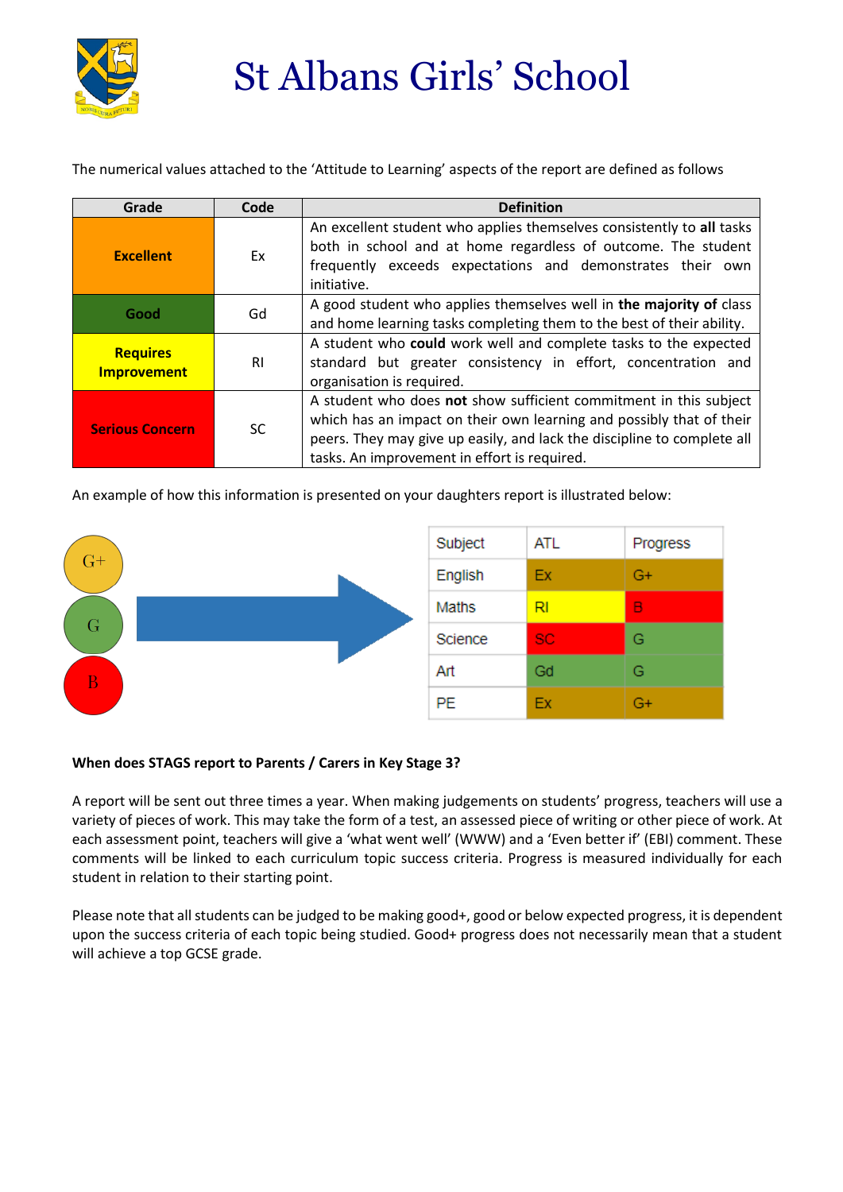# St Albans Girls' School

The numerical values attached to the 'Attitude to Learning' aspects of the report are defined as follows

| Grade | Code | Definition |
| --- | --- | --- |
| **Excellent** | Ex | An excellent student who applies themselves consistently to **all** tasks both in school and at home regardless of outcome. The student frequently exceeds expectations and demonstrates their own initiative. |
| **Good** | Gd | A good student who applies themselves well in **the majority of** class and home learning tasks completing them to the best of their ability. |
| **Requires Improvement** | RI | A student who **could** work well and complete tasks to the expected standard but greater consistency in effort, concentration and organisation is required. |
| **Serious Concern** | SC | A student who does **not** show sufficient commitment in this subject which has an impact on their own learning and possibly that of their peers. They may give up easily, and lack the discipline to complete all tasks. An improvement in effort is required. |

An example of how this information is presented on your daughters report is illustrated below:

G+
G
B

| Subject | ATL | Progress |
| --- | --- | --- |
| English | Ex | G+ |
| Maths | RI | B |
| Science | SC | G |
| Art | Gd | G |
| PE | Ex | G+ |

**When does STAGS report to Parents / Carers in Key Stage 3?**

A report will be sent out three times a year. When making judgements on students' progress, teachers will use a variety of pieces of work. This may take the form of a test, an assessed piece of writing or other piece of work. At each assessment point, teachers will give a 'what went well' (WWW) and a 'Even better if' (EBI) comment. These comments will be linked to each curriculum topic success criteria. Progress is measured individually for each student in relation to their starting point.

Please note that all students can be judged to be making good+, good or below expected progress, it is dependent upon the success criteria of each topic being studied. Good+ progress does not necessarily mean that a student will achieve a top GCSE grade.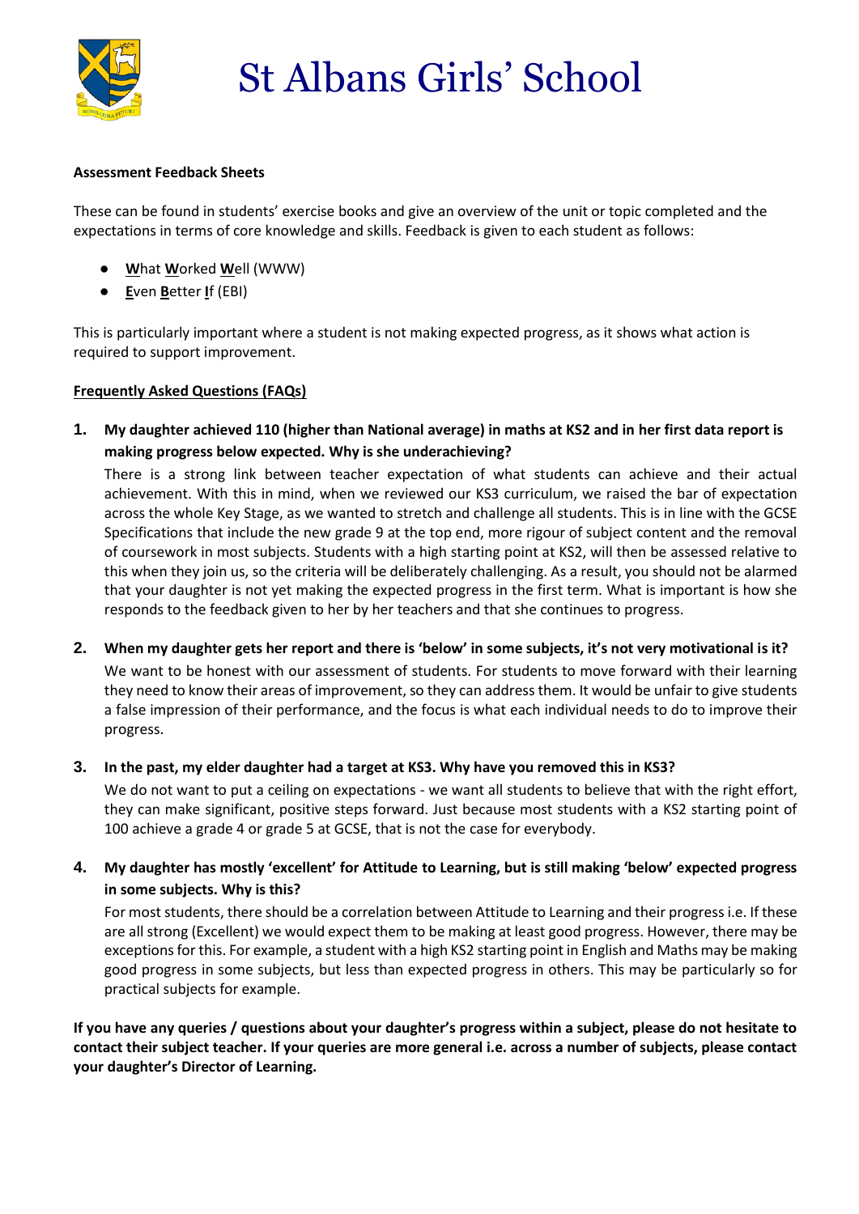# St Albans Girls' School

**Assessment Feedback Sheets**

These can be found in students' exercise books and give an overview of the unit or topic completed and the expectations in terms of core knowledge and skills. Feedback is given to each student as follows:

- **W**hat **W**orked **W**ell (WWW)
- **E**ven **B**etter **I**f (EBI)

This is particularly important where a student is not making expected progress, as it shows what action is required to support improvement.

**Frequently Asked Questions (FAQs)**

1. **My daughter achieved 110 (higher than National average) in maths at KS2 and in her first data report is making progress below expected. Why is she underachieving?**

   There is a strong link between teacher expectation of what students can achieve and their actual achievement. With this in mind, when we reviewed our KS3 curriculum, we raised the bar of expectation across the whole Key Stage, as we wanted to stretch and challenge all students. This is in line with the GCSE Specifications that include the new grade 9 at the top end, more rigour of subject content and the removal of coursework in most subjects. Students with a high starting point at KS2, will then be assessed relative to this when they join us, so the criteria will be deliberately challenging. As a result, you should not be alarmed that your daughter is not yet making the expected progress in the first term. What is important is how she responds to the feedback given to her by her teachers and that she continues to progress.

2. **When my daughter gets her report and there is 'below' in some subjects, it's not very motivational is it?**

   We want to be honest with our assessment of students. For students to move forward with their learning they need to know their areas of improvement, so they can address them. It would be unfair to give students a false impression of their performance, and the focus is what each individual needs to do to improve their progress.

3. **In the past, my elder daughter had a target at KS3. Why have you removed this in KS3?**

   We do not want to put a ceiling on expectations - we want all students to believe that with the right effort, they can make significant, positive steps forward. Just because most students with a KS2 starting point of 100 achieve a grade 4 or grade 5 at GCSE, that is not the case for everybody.

4. **My daughter has mostly 'excellent' for Attitude to Learning, but is still making 'below' expected progress in some subjects. Why is this?**

   For most students, there should be a correlation between Attitude to Learning and their progress i.e. If these are all strong (Excellent) we would expect them to be making at least good progress. However, there may be exceptions for this. For example, a student with a high KS2 starting point in English and Maths may be making good progress in some subjects, but less than expected progress in others. This may be particularly so for practical subjects for example.

**If you have any queries / questions about your daughter's progress within a subject, please do not hesitate to contact their subject teacher. If your queries are more general i.e. across a number of subjects, please contact your daughter's Director of Learning.**